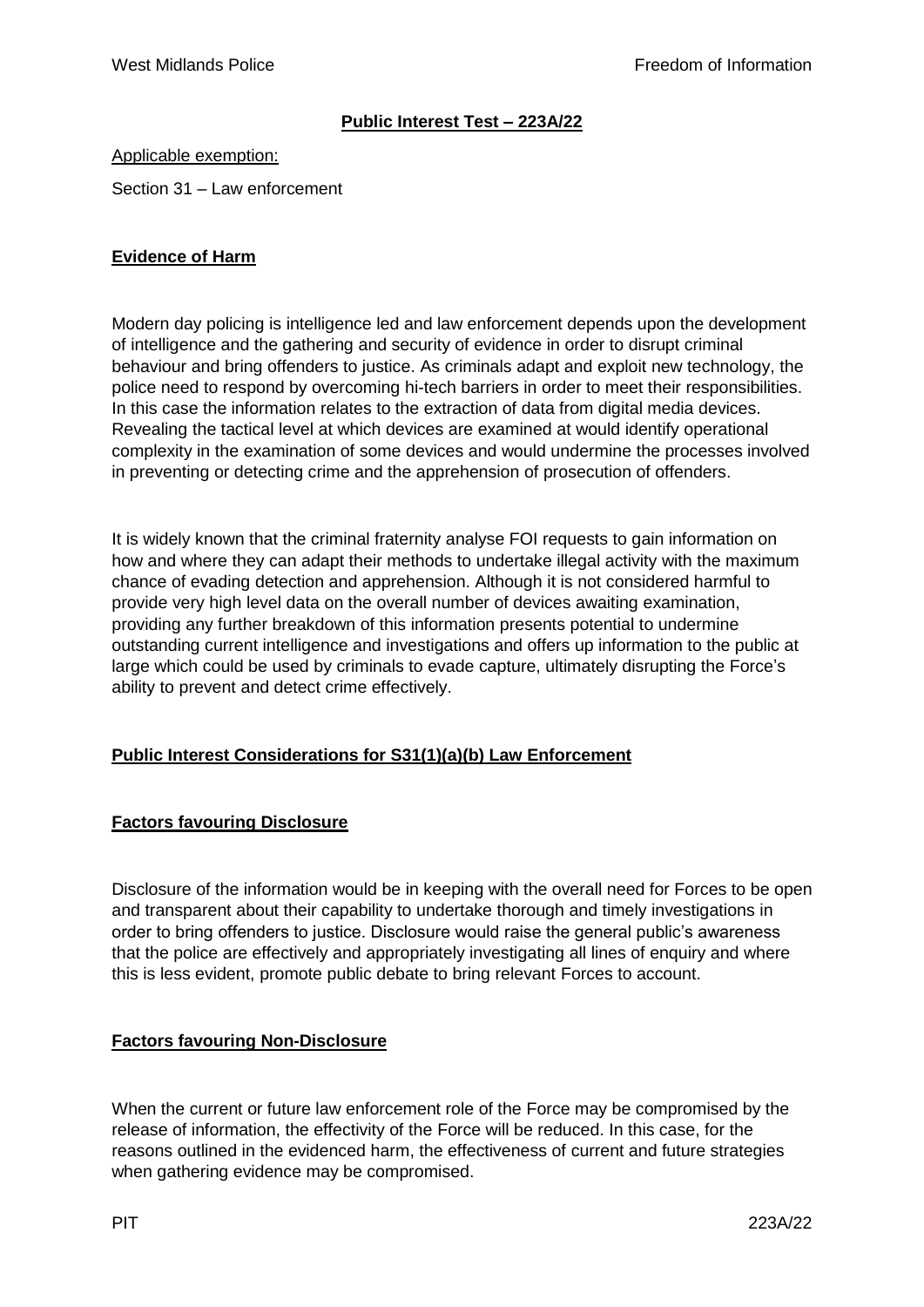## Public Interest Test – 223A/22

Applicable exemption:

Section 31 – Law enforcement

### Evidence of Harm

Modern day policing is intelligence led and law enforcement depends upon the development of intelligence and the gathering and security of evidence in order to disrupt criminal behaviour and bring offenders to justice. As criminals adapt and exploit new technology, the police need to respond by overcoming hi-tech barriers in order to meet their responsibilities. In this case the information relates to the extraction of data from digital media devices. Revealing the tactical level at which devices are examined at would identify operational complexity in the examination of some devices and would undermine the processes involved in preventing or detecting crime and the apprehension of prosecution of offenders.

It is widely known that the criminal fraternity analyse FOI requests to gain information on how and where they can adapt their methods to undertake illegal activity with the maximum chance of evading detection and apprehension. Although it is not considered harmful to provide very high level data on the overall number of devices awaiting examination, providing any further breakdown of this information presents potential to undermine outstanding current intelligence and investigations and offers up information to the public at large which could be used by criminals to evade capture, ultimately disrupting the Force's ability to prevent and detect crime effectively.

### Public Interest Considerations for S31(1)(a)(b) Law Enforcement

### Factors favouring Disclosure

Disclosure of the information would be in keeping with the overall need for Forces to be open and transparent about their capability to undertake thorough and timely investigations in order to bring offenders to justice. Disclosure would raise the general public's awareness that the police are effectively and appropriately investigating all lines of enquiry and where this is less evident, promote public debate to bring relevant Forces to account.

### Factors favouring Non-Disclosure

When the current or future law enforcement role of the Force may be compromised by the release of information, the effectivity of the Force will be reduced. In this case, for the reasons outlined in the evidenced harm, the effectiveness of current and future strategies when gathering evidence may be compromised.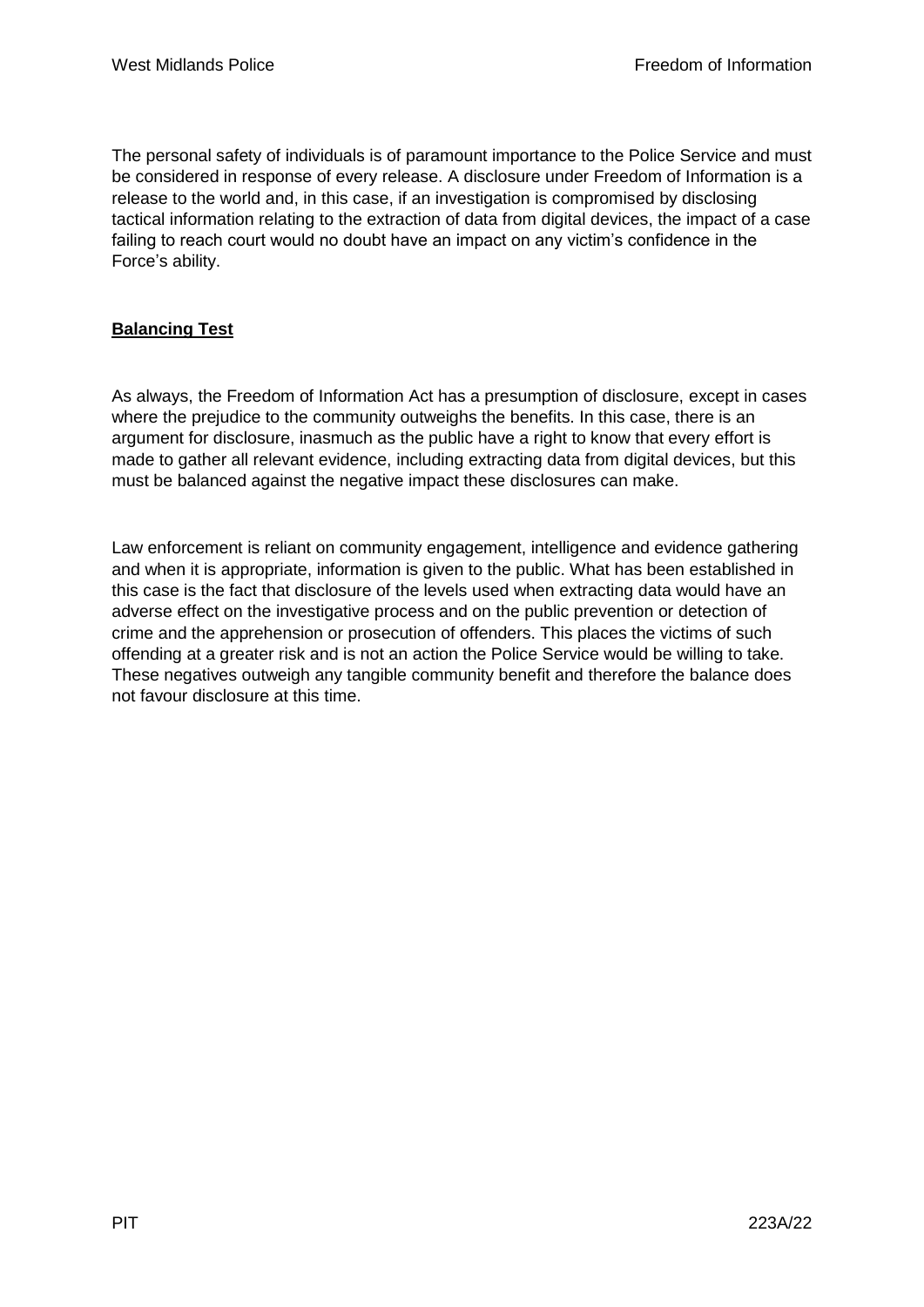The personal safety of individuals is of paramount importance to the Police Service and must be considered in response of every release. A disclosure under Freedom of Information is a release to the world and, in this case, if an investigation is compromised by disclosing tactical information relating to the extraction of data from digital devices, the impact of a case failing to reach court would no doubt have an impact on any victim's confidence in the Force's ability.

**Balancing Test**

As always, the Freedom of Information Act has a presumption of disclosure, except in cases where the prejudice to the community outweighs the benefits. In this case, there is an argument for disclosure, inasmuch as the public have a right to know that every effort is made to gather all relevant evidence, including extracting data from digital devices, but this must be balanced against the negative impact these disclosures can make.

Law enforcement is reliant on community engagement, intelligence and evidence gathering and when it is appropriate, information is given to the public. What has been established in this case is the fact that disclosure of the levels used when extracting data would have an adverse effect on the investigative process and on the public prevention or detection of crime and the apprehension or prosecution of offenders. This places the victims of such offending at a greater risk and is not an action the Police Service would be willing to take. These negatives outweigh any tangible community benefit and therefore the balance does not favour disclosure at this time.